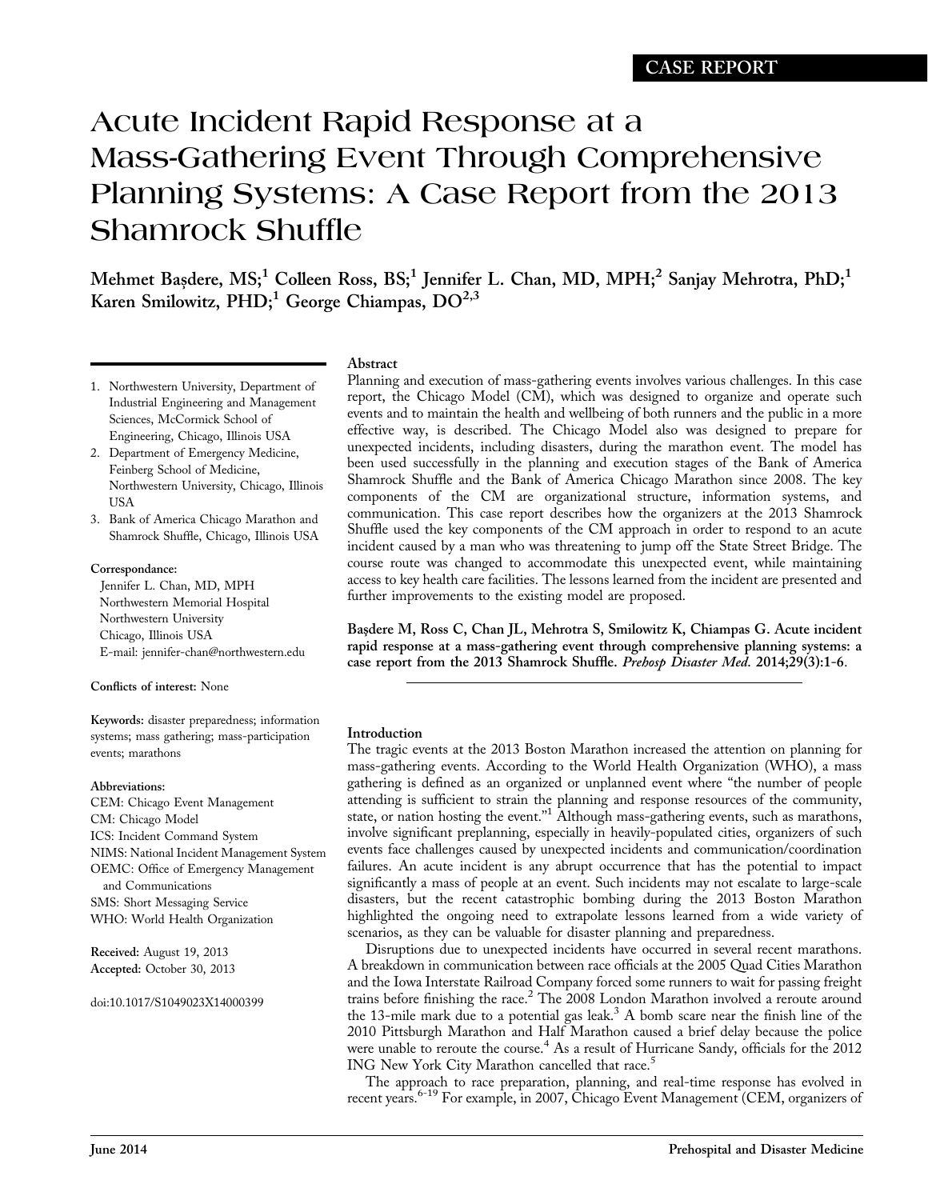CASE REPORT

# Acute Incident Rapid Response at a Mass-Gathering Event Through Comprehensive Planning Systems: A Case Report from the 2013 Shamrock Shuffle

**Mehmet Başdere, MS;[1] Colleen Ross, BS;[1] Jennifer L. Chan, MD, MPH;[2] Sanjay Mehrotra, PhD;[1] Karen Smilowitz, PHD;[1] George Chiampas, DO[2,3]**

1. Northwestern University, Department of Industrial Engineering and Management Sciences, McCormick School of Engineering, Chicago, Illinois USA
2. Department of Emergency Medicine, Feinberg School of Medicine, Northwestern University, Chicago, Illinois USA
3. Bank of America Chicago Marathon and Shamrock Shuffle, Chicago, Illinois USA

**Correspondance:**
Jennifer L. Chan, MD, MPH
Northwestern Memorial Hospital
Northwestern University
Chicago, Illinois USA
E-mail: jennifer-chan@northwestern.edu

**Conflicts of interest:** None

**Keywords:** disaster preparedness; information systems; mass gathering; mass-participation events; marathons

**Abbreviations:**
CEM: Chicago Event Management
CM: Chicago Model
ICS: Incident Command System
NIMS: National Incident Management System
OEMC: Office of Emergency Management and Communications
SMS: Short Messaging Service
WHO: World Health Organization

**Received:** August 19, 2013
**Accepted:** October 30, 2013

doi:10.1017/S1049023X14000399

## Abstract

Planning and execution of mass-gathering events involves various challenges. In this case report, the Chicago Model (CM), which was designed to organize and operate such events and to maintain the health and wellbeing of both runners and the public in a more effective way, is described. The Chicago Model also was designed to prepare for unexpected incidents, including disasters, during the marathon event. The model has been used successfully in the planning and execution stages of the Bank of America Shamrock Shuffle and the Bank of America Chicago Marathon since 2008. The key components of the CM are organizational structure, information systems, and communication. This case report describes how the organizers at the 2013 Shamrock Shuffle used the key components of the CM approach in order to respond to an acute incident caused by a man who was threatening to jump off the State Street Bridge. The course route was changed to accommodate this unexpected event, while maintaining access to key health care facilities. The lessons learned from the incident are presented and further improvements to the existing model are proposed.

**Başdere M, Ross C, Chan JL, Mehrotra S, Smilowitz K, Chiampas G. Acute incident rapid response at a mass-gathering event through comprehensive planning systems: a case report from the 2013 Shamrock Shuffle.** ***Prehosp Disaster Med.*** **2014;29(3):1-6.**

## Introduction

The tragic events at the 2013 Boston Marathon increased the attention on planning for mass-gathering events. According to the World Health Organization (WHO), a mass gathering is defined as an organized or unplanned event where "the number of people attending is sufficient to strain the planning and response resources of the community, state, or nation hosting the event."[1] Although mass-gathering events, such as marathons, involve significant preplanning, especially in heavily-populated cities, organizers of such events face challenges caused by unexpected incidents and communication/coordination failures. An acute incident is any abrupt occurrence that has the potential to impact significantly a mass of people at an event. Such incidents may not escalate to large-scale disasters, but the recent catastrophic bombing during the 2013 Boston Marathon highlighted the ongoing need to extrapolate lessons learned from a wide variety of scenarios, as they can be valuable for disaster planning and preparedness.

Disruptions due to unexpected incidents have occurred in several recent marathons. A breakdown in communication between race officials at the 2005 Quad Cities Marathon and the Iowa Interstate Railroad Company forced some runners to wait for passing freight trains before finishing the race.[2] The 2008 London Marathon involved a reroute around the 13-mile mark due to a potential gas leak.[3] A bomb scare near the finish line of the 2010 Pittsburgh Marathon and Half Marathon caused a brief delay because the police were unable to reroute the course.[4] As a result of Hurricane Sandy, officials for the 2012 ING New York City Marathon cancelled that race.[5]

The approach to race preparation, planning, and real-time response has evolved in recent years.[6-19] For example, in 2007, Chicago Event Management (CEM, organizers of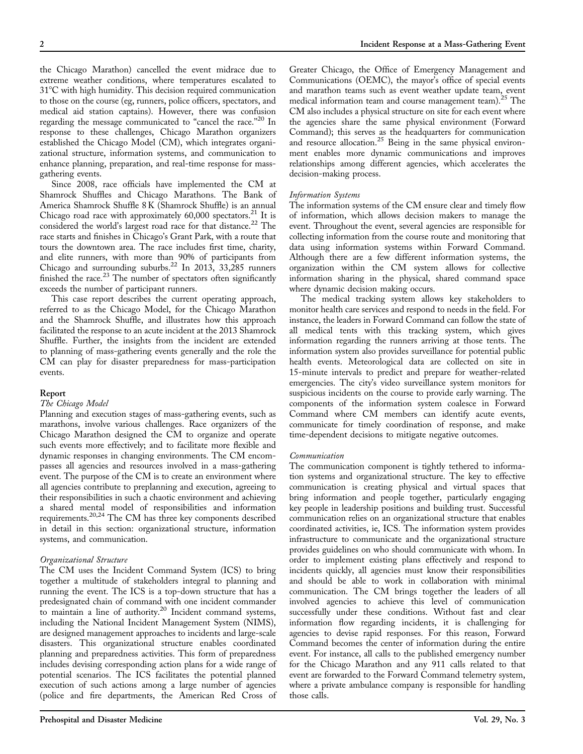the Chicago Marathon) cancelled the event midrace due to extreme weather conditions, where temperatures escalated to 31°C with high humidity. This decision required communication to those on the course (eg, runners, police officers, spectators, and medical aid station captains). However, there was confusion regarding the message communicated to "cancel the race."[20] In response to these challenges, Chicago Marathon organizers established the Chicago Model (CM), which integrates organizational structure, information systems, and communication to enhance planning, preparation, and real-time response for mass-gathering events.

Since 2008, race officials have implemented the CM at Shamrock Shuffles and Chicago Marathons. The Bank of America Shamrock Shuffle 8 K (Shamrock Shuffle) is an annual Chicago road race with approximately 60,000 spectators.[21] It is considered the world's largest road race for that distance.[22] The race starts and finishes in Chicago's Grant Park, with a route that tours the downtown area. The race includes first time, charity, and elite runners, with more than 90% of participants from Chicago and surrounding suburbs.[22] In 2013, 33,285 runners finished the race.[23] The number of spectators often significantly exceeds the number of participant runners.

This case report describes the current operating approach, referred to as the Chicago Model, for the Chicago Marathon and the Shamrock Shuffle, and illustrates how this approach facilitated the response to an acute incident at the 2013 Shamrock Shuffle. Further, the insights from the incident are extended to planning of mass-gathering events generally and the role the CM can play for disaster preparedness for mass-participation events.

## Report

### *The Chicago Model*

Planning and execution stages of mass-gathering events, such as marathons, involve various challenges. Race organizers of the Chicago Marathon designed the CM to organize and operate such events more effectively; and to facilitate more flexible and dynamic responses in changing environments. The CM encompasses all agencies and resources involved in a mass-gathering event. The purpose of the CM is to create an environment where all agencies contribute to preplanning and execution, agreeing to their responsibilities in such a chaotic environment and achieving a shared mental model of responsibilities and information requirements.[20,24] The CM has three key components described in detail in this section: organizational structure, information systems, and communication.

### *Organizational Structure*

The CM uses the Incident Command System (ICS) to bring together a multitude of stakeholders integral to planning and running the event. The ICS is a top-down structure that has a predesignated chain of command with one incident commander to maintain a line of authority.[20] Incident command systems, including the National Incident Management System (NIMS), are designed management approaches to incidents and large-scale disasters. This organizational structure enables coordinated planning and preparedness activities. This form of preparedness includes devising corresponding action plans for a wide range of potential scenarios. The ICS facilitates the potential planned execution of such actions among a large number of agencies (police and fire departments, the American Red Cross of Greater Chicago, the Office of Emergency Management and Communications (OEMC), the mayor's office of special events and marathon teams such as event weather update team, event medical information team and course management team).[25] The CM also includes a physical structure on site for each event where the agencies share the same physical environment (Forward Command); this serves as the headquarters for communication and resource allocation.[25] Being in the same physical environment enables more dynamic communications and improves relationships among different agencies, which accelerates the decision-making process.

### *Information Systems*

The information systems of the CM ensure clear and timely flow of information, which allows decision makers to manage the event. Throughout the event, several agencies are responsible for collecting information from the course route and monitoring that data using information systems within Forward Command. Although there are a few different information systems, the organization within the CM system allows for collective information sharing in the physical, shared command space where dynamic decision making occurs.

The medical tracking system allows key stakeholders to monitor health care services and respond to needs in the field. For instance, the leaders in Forward Command can follow the state of all medical tents with this tracking system, which gives information regarding the runners arriving at those tents. The information system also provides surveillance for potential public health events. Meteorological data are collected on site in 15-minute intervals to predict and prepare for weather-related emergencies. The city's video surveillance system monitors for suspicious incidents on the course to provide early warning. The components of the information system coalesce in Forward Command where CM members can identify acute events, communicate for timely coordination of response, and make time-dependent decisions to mitigate negative outcomes.

### *Communication*

The communication component is tightly tethered to information systems and organizational structure. The key to effective communication is creating physical and virtual spaces that bring information and people together, particularly engaging key people in leadership positions and building trust. Successful communication relies on an organizational structure that enables coordinated activities, ie, ICS. The information system provides infrastructure to communicate and the organizational structure provides guidelines on who should communicate with whom. In order to implement existing plans effectively and respond to incidents quickly, all agencies must know their responsibilities and should be able to work in collaboration with minimal communication. The CM brings together the leaders of all involved agencies to achieve this level of communication successfully under these conditions. Without fast and clear information flow regarding incidents, it is challenging for agencies to devise rapid responses. For this reason, Forward Command becomes the center of information during the entire event. For instance, all calls to the published emergency number for the Chicago Marathon and any 911 calls related to that event are forwarded to the Forward Command telemetry system, where a private ambulance company is responsible for handling those calls.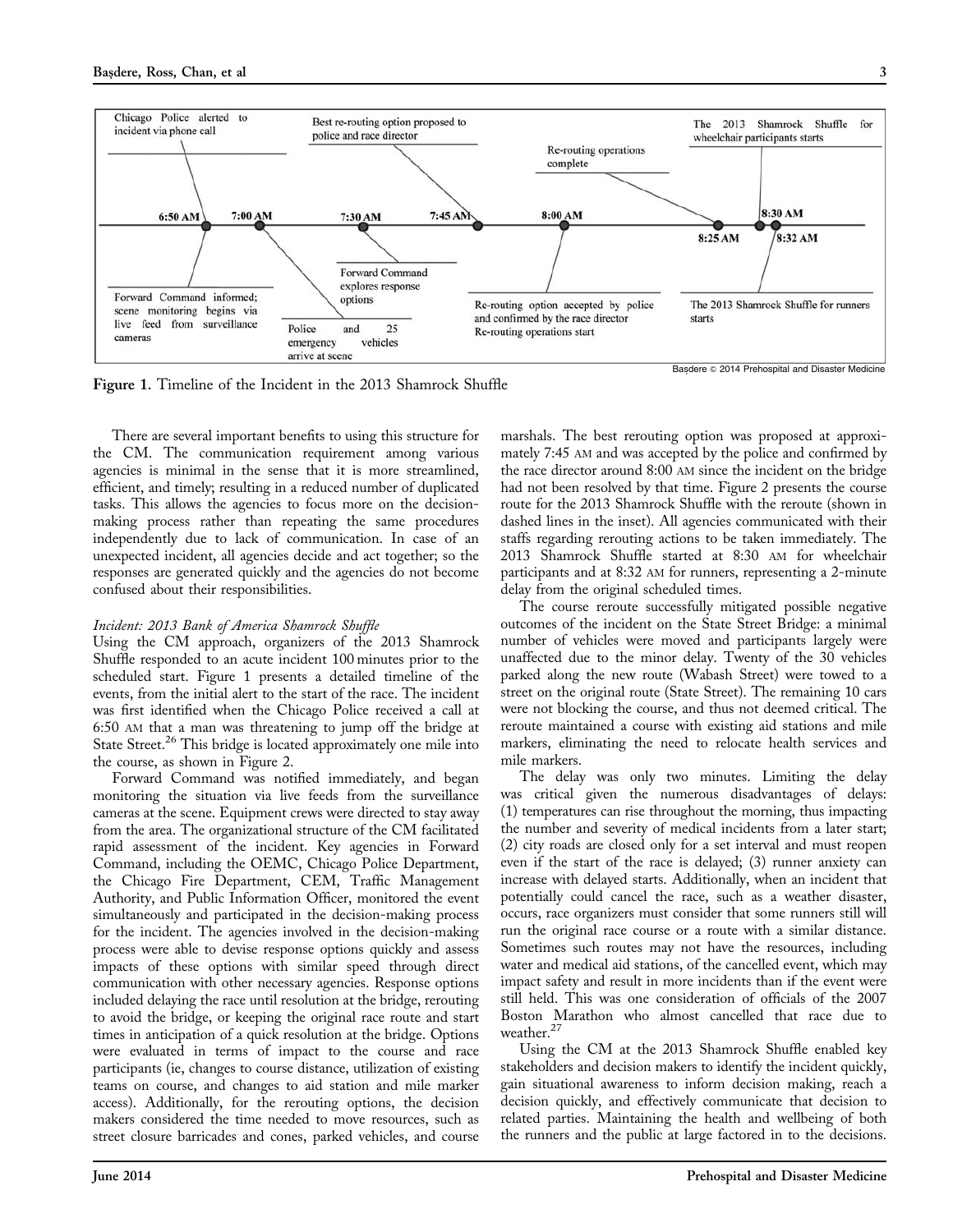- 6:50 AM — Chicago Police alerted to incident via phone call
- 6:50 AM — Forward Command informed; scene monitoring begins via live feed from surveillance cameras
- 7:00 AM — Police and 25 emergency vehicles arrive at scene
- 7:30 AM — Forward Command explores response options
- 7:45 AM — Best re-routing option proposed to police and race director
- 8:00 AM — Re-routing option accepted by police and confirmed by the race director. Re-routing operations start
- 8:25 AM — Re-routing operations complete
- 8:30 AM — The 2013 Shamrock Shuffle for wheelchair participants starts
- 8:32 AM — The 2013 Shamrock Shuffle for runners starts

Başdere © 2014 Prehospital and Disaster Medicine

**Figure 1.** Timeline of the Incident in the 2013 Shamrock Shuffle

There are several important benefits to using this structure for the CM. The communication requirement among various agencies is minimal in the sense that it is more streamlined, efficient, and timely; resulting in a reduced number of duplicated tasks. This allows the agencies to focus more on the decision-making process rather than repeating the same procedures independently due to lack of communication. In case of an unexpected incident, all agencies decide and act together; so the responses are generated quickly and the agencies do not become confused about their responsibilities.

### *Incident: 2013 Bank of America Shamrock Shuffle*

Using the CM approach, organizers of the 2013 Shamrock Shuffle responded to an acute incident 100 minutes prior to the scheduled start. Figure 1 presents a detailed timeline of the events, from the initial alert to the start of the race. The incident was first identified when the Chicago Police received a call at 6:50 AM that a man was threatening to jump off the bridge at State Street.[26] This bridge is located approximately one mile into the course, as shown in Figure 2.

Forward Command was notified immediately, and began monitoring the situation via live feeds from the surveillance cameras at the scene. Equipment crews were directed to stay away from the area. The organizational structure of the CM facilitated rapid assessment of the incident. Key agencies in Forward Command, including the OEMC, Chicago Police Department, the Chicago Fire Department, CEM, Traffic Management Authority, and Public Information Officer, monitored the event simultaneously and participated in the decision-making process for the incident. The agencies involved in the decision-making process were able to devise response options quickly and assess impacts of these options with similar speed through direct communication with other necessary agencies. Response options included delaying the race until resolution at the bridge, rerouting to avoid the bridge, or keeping the original race route and start times in anticipation of a quick resolution at the bridge. Options were evaluated in terms of impact to the course and race participants (ie, changes to course distance, utilization of existing teams on course, and changes to aid station and mile marker access). Additionally, for the rerouting options, the decision makers considered the time needed to move resources, such as street closure barricades and cones, parked vehicles, and course marshals. The best rerouting option was proposed at approximately 7:45 AM and was accepted by the police and confirmed by the race director around 8:00 AM since the incident on the bridge had not been resolved by that time. Figure 2 presents the course route for the 2013 Shamrock Shuffle with the reroute (shown in dashed lines in the inset). All agencies communicated with their staffs regarding rerouting actions to be taken immediately. The 2013 Shamrock Shuffle started at 8:30 AM for wheelchair participants and at 8:32 AM for runners, representing a 2-minute delay from the original scheduled times.

The course reroute successfully mitigated possible negative outcomes of the incident on the State Street Bridge: a minimal number of vehicles were moved and participants largely were unaffected due to the minor delay. Twenty of the 30 vehicles parked along the new route (Wabash Street) were towed to a street on the original route (State Street). The remaining 10 cars were not blocking the course, and thus not deemed critical. The reroute maintained a course with existing aid stations and mile markers, eliminating the need to relocate health services and mile markers.

The delay was only two minutes. Limiting the delay was critical given the numerous disadvantages of delays: (1) temperatures can rise throughout the morning, thus impacting the number and severity of medical incidents from a later start; (2) city roads are closed only for a set interval and must reopen even if the start of the race is delayed; (3) runner anxiety can increase with delayed starts. Additionally, when an incident that potentially could cancel the race, such as a weather disaster, occurs, race organizers must consider that some runners still will run the original race course or a route with a similar distance. Sometimes such routes may not have the resources, including water and medical aid stations, of the cancelled event, which may impact safety and result in more incidents than if the event were still held. This was one consideration of officials of the 2007 Boston Marathon who almost cancelled that race due to weather.[27]

Using the CM at the 2013 Shamrock Shuffle enabled key stakeholders and decision makers to identify the incident quickly, gain situational awareness to inform decision making, reach a decision quickly, and effectively communicate that decision to related parties. Maintaining the health and wellbeing of both the runners and the public at large factored in to the decisions.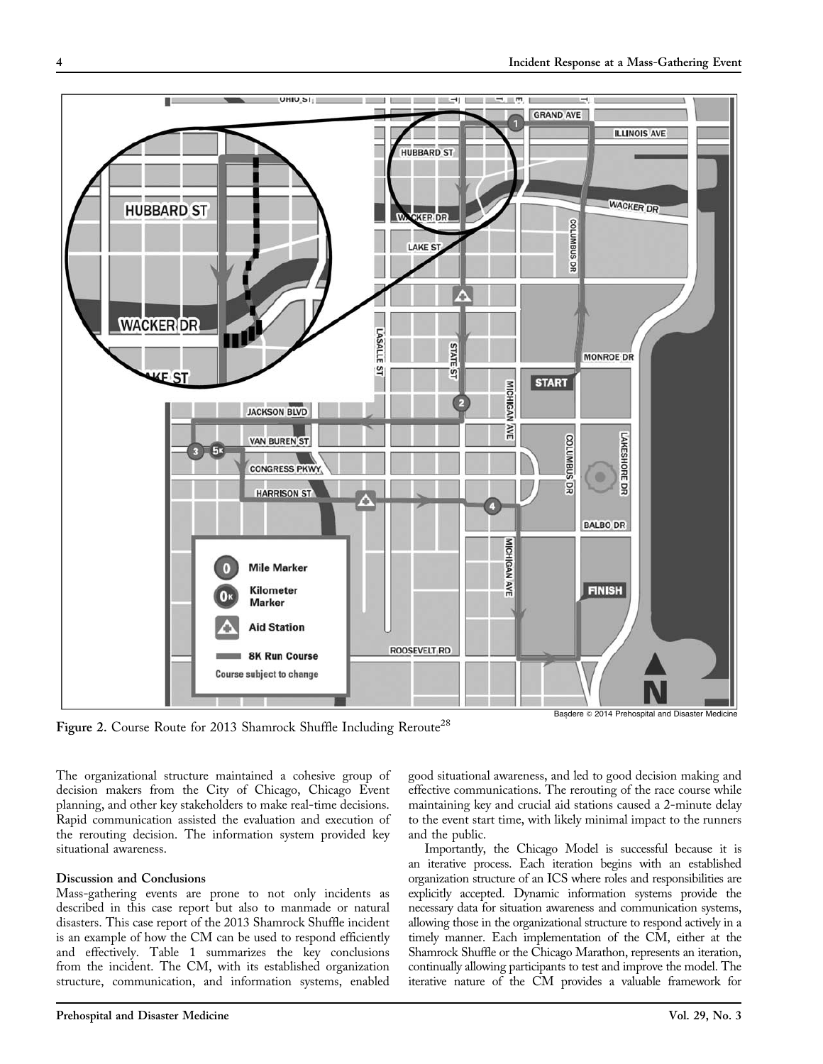Figure 2. Course Route for 2013 Shamrock Shuffle Including Reroute[28]

The organizational structure maintained a cohesive group of decision makers from the City of Chicago, Chicago Event planning, and other key stakeholders to make real-time decisions. Rapid communication assisted the evaluation and execution of the rerouting decision. The information system provided key situational awareness.

### Discussion and Conclusions

Mass-gathering events are prone to not only incidents as described in this case report but also to manmade or natural disasters. This case report of the 2013 Shamrock Shuffle incident is an example of how the CM can be used to respond efficiently and effectively. Table 1 summarizes the key conclusions from the incident. The CM, with its established organization structure, communication, and information systems, enabled good situational awareness, and led to good decision making and effective communications. The rerouting of the race course while maintaining key and crucial aid stations caused a 2-minute delay to the event start time, with likely minimal impact to the runners and the public.

Importantly, the Chicago Model is successful because it is an iterative process. Each iteration begins with an established organization structure of an ICS where roles and responsibilities are explicitly accepted. Dynamic information systems provide the necessary data for situation awareness and communication systems, allowing those in the organizational structure to respond actively in a timely manner. Each implementation of the CM, either at the Shamrock Shuffle or the Chicago Marathon, represents an iteration, continually allowing participants to test and improve the model. The iterative nature of the CM provides a valuable framework for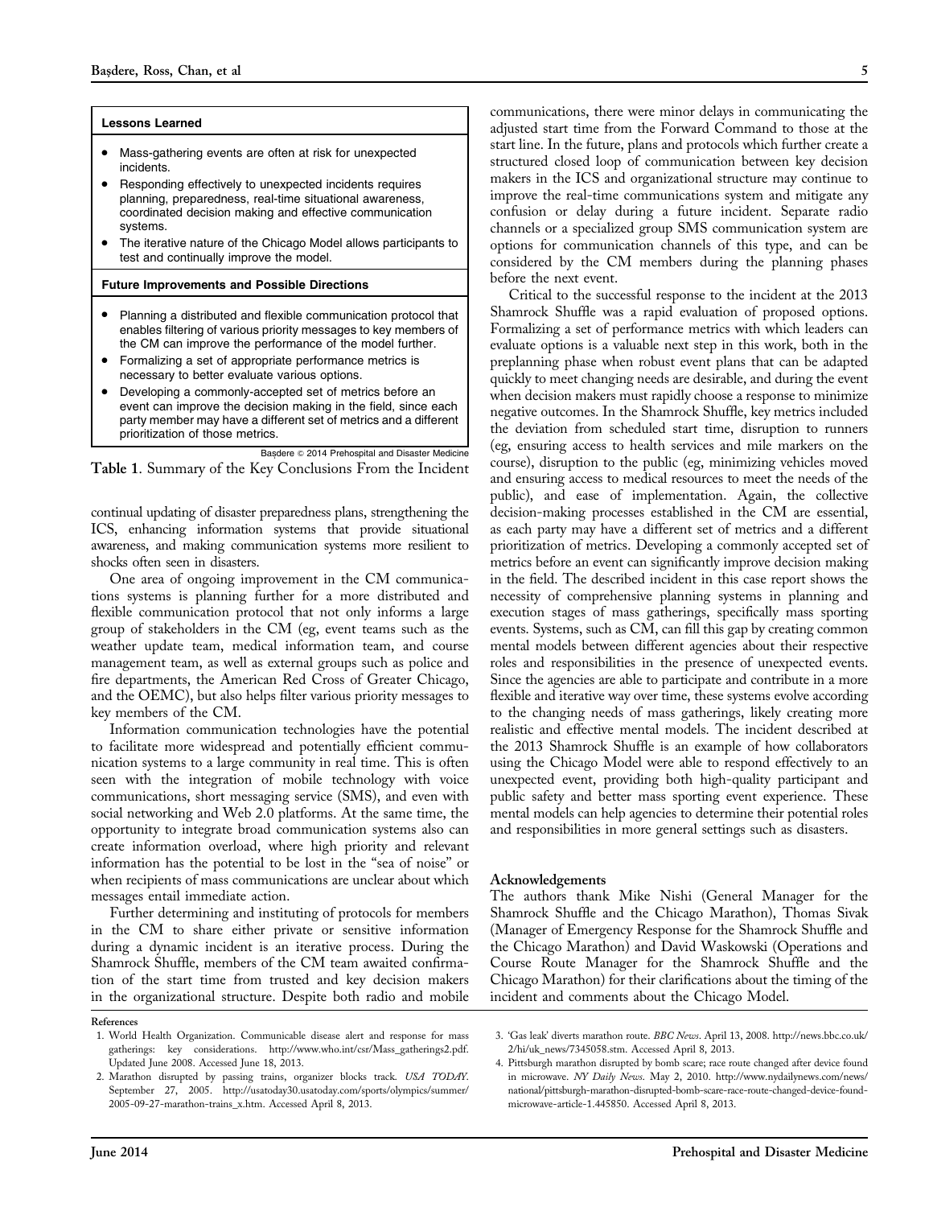**Lessons Learned**

- Mass-gathering events are often at risk for unexpected incidents.
- Responding effectively to unexpected incidents requires planning, preparedness, real-time situational awareness, coordinated decision making and effective communication systems.
- The iterative nature of the Chicago Model allows participants to test and continually improve the model.

**Future Improvements and Possible Directions**

- Planning a distributed and flexible communication protocol that enables filtering of various priority messages to key members of the CM can improve the performance of the model further.
- Formalizing a set of appropriate performance metrics is necessary to better evaluate various options.
- Developing a commonly-accepted set of metrics before an event can improve the decision making in the field, since each party member may have a different set of metrics and a different prioritization of those metrics.

Başdere © 2014 Prehospital and Disaster Medicine

**Table 1**. Summary of the Key Conclusions From the Incident

continual updating of disaster preparedness plans, strengthening the ICS, enhancing information systems that provide situational awareness, and making communication systems more resilient to shocks often seen in disasters.

One area of ongoing improvement in the CM communications systems is planning further for a more distributed and flexible communication protocol that not only informs a large group of stakeholders in the CM (eg, event teams such as the weather update team, medical information team, and course management team, as well as external groups such as police and fire departments, the American Red Cross of Greater Chicago, and the OEMC), but also helps filter various priority messages to key members of the CM.

Information communication technologies have the potential to facilitate more widespread and potentially efficient communication systems to a large community in real time. This is often seen with the integration of mobile technology with voice communications, short messaging service (SMS), and even with social networking and Web 2.0 platforms. At the same time, the opportunity to integrate broad communication systems also can create information overload, where high priority and relevant information has the potential to be lost in the "sea of noise" or when recipients of mass communications are unclear about which messages entail immediate action.

Further determining and instituting of protocols for members in the CM to share either private or sensitive information during a dynamic incident is an iterative process. During the Shamrock Shuffle, members of the CM team awaited confirmation of the start time from trusted and key decision makers in the organizational structure. Despite both radio and mobile communications, there were minor delays in communicating the adjusted start time from the Forward Command to those at the start line. In the future, plans and protocols which further create a structured closed loop of communication between key decision makers in the ICS and organizational structure may continue to improve the real-time communications system and mitigate any confusion or delay during a future incident. Separate radio channels or a specialized group SMS communication system are options for communication channels of this type, and can be considered by the CM members during the planning phases before the next event.

Critical to the successful response to the incident at the 2013 Shamrock Shuffle was a rapid evaluation of proposed options. Formalizing a set of performance metrics with which leaders can evaluate options is a valuable next step in this work, both in the preplanning phase when robust event plans that can be adapted quickly to meet changing needs are desirable, and during the event when decision makers must rapidly choose a response to minimize negative outcomes. In the Shamrock Shuffle, key metrics included the deviation from scheduled start time, disruption to runners (eg, ensuring access to health services and mile markers on the course), disruption to the public (eg, minimizing vehicles moved and ensuring access to medical resources to meet the needs of the public), and ease of implementation. Again, the collective decision-making processes established in the CM are essential, as each party may have a different set of metrics and a different prioritization of metrics. Developing a commonly accepted set of metrics before an event can significantly improve decision making in the field. The described incident in this case report shows the necessity of comprehensive planning systems in planning and execution stages of mass gatherings, specifically mass sporting events. Systems, such as CM, can fill this gap by creating common mental models between different agencies about their respective roles and responsibilities in the presence of unexpected events. Since the agencies are able to participate and contribute in a more flexible and iterative way over time, these systems evolve according to the changing needs of mass gatherings, likely creating more realistic and effective mental models. The incident described at the 2013 Shamrock Shuffle is an example of how collaborators using the Chicago Model were able to respond effectively to an unexpected event, providing both high-quality participant and public safety and better mass sporting event experience. These mental models can help agencies to determine their potential roles and responsibilities in more general settings such as disasters.

## Acknowledgements

The authors thank Mike Nishi (General Manager for the Shamrock Shuffle and the Chicago Marathon), Thomas Sivak (Manager of Emergency Response for the Shamrock Shuffle and the Chicago Marathon) and David Waskowski (Operations and Course Route Manager for the Shamrock Shuffle and the Chicago Marathon) for their clarifications about the timing of the incident and comments about the Chicago Model.

## References

1. World Health Organization. Communicable disease alert and response for mass gatherings: key considerations. http://www.who.int/csr/Mass_gatherings2.pdf. Updated June 2008. Accessed June 18, 2013.
2. Marathon disrupted by passing trains, organizer blocks track. *USA TODAY*. September 27, 2005. http://usatoday30.usatoday.com/sports/olympics/summer/2005-09-27-marathon-trains_x.htm. Accessed April 8, 2013.
3. 'Gas leak' diverts marathon route. *BBC News*. April 13, 2008. http://news.bbc.co.uk/2/hi/uk_news/7345058.stm. Accessed April 8, 2013.
4. Pittsburgh marathon disrupted by bomb scare; race route changed after device found in microwave. *NY Daily News*. May 2, 2010. http://www.nydailynews.com/news/national/pittsburgh-marathon-disrupted-bomb-scare-race-route-changed-device-found-microwave-article-1.445850. Accessed April 8, 2013.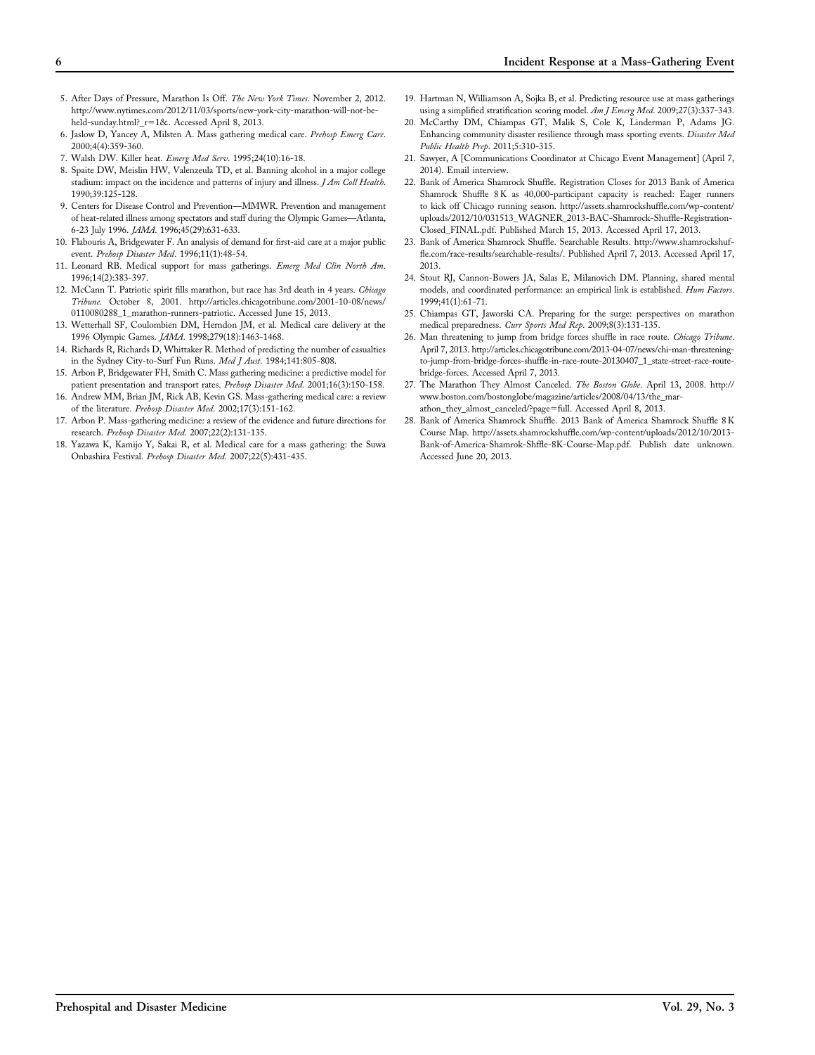5. After Days of Pressure, Marathon Is Off. *The New York Times*. November 2, 2012. http://www.nytimes.com/2012/11/03/sports/new-york-city-marathon-will-not-be-held-sunday.html?_r=1&. Accessed April 8, 2013.
6. Jaslow D, Yancey A, Milsten A. Mass gathering medical care. *Prehosp Emerg Care*. 2000;4(4):359-360.
7. Walsh DW. Killer heat. *Emerg Med Serv*. 1995;24(10):16-18.
8. Spaite DW, Meislin HW, Valenzeula TD, et al. Banning alcohol in a major college stadium: impact on the incidence and patterns of injury and illness. *J Am Coll Health*. 1990;39:125-128.
9. Centers for Disease Control and Prevention—MMWR. Prevention and management of heat-related illness among spectators and staff during the Olympic Games—Atlanta, 6-23 July 1996. *JAMA*. 1996;45(29):631-633.
10. Flabouris A, Bridgewater F. An analysis of demand for first-aid care at a major public event. *Prehosp Disaster Med*. 1996;11(1):48-54.
11. Leonard RB. Medical support for mass gatherings. *Emerg Med Clin North Am*. 1996;14(2):383-397.
12. McCann T. Patriotic spirit fills marathon, but race has 3rd death in 4 years. *Chicago Tribune*. October 8, 2001. http://articles.chicagotribune.com/2001-10-08/news/0110080288_1_marathon-runners-patriotic. Accessed June 15, 2013.
13. Wetterhall SF, Coulombien DM, Herndon JM, et al. Medical care delivery at the 1996 Olympic Games. *JAMA*. 1998;279(18):1463-1468.
14. Richards R, Richards D, Whittaker R. Method of predicting the number of casualties in the Sydney City-to-Surf Fun Runs. *Med J Aust*. 1984;141:805-808.
15. Arbon P, Bridgewater FH, Smith C. Mass gathering medicine: a predictive model for patient presentation and transport rates. *Prehosp Disaster Med*. 2001;16(3):150-158.
16. Andrew MM, Brian JM, Rick AB, Kevin GS. Mass-gathering medical care: a review of the literature. *Prehosp Disaster Med*. 2002;17(3):151-162.
17. Arbon P. Mass-gathering medicine: a review of the evidence and future directions for research. *Prehosp Disaster Med*. 2007;22(2):131-135.
18. Yazawa K, Kamijo Y, Sakai R, et al. Medical care for a mass gathering: the Suwa Onbashira Festival. *Prehosp Disaster Med*. 2007;22(5):431-435.
19. Hartman N, Williamson A, Sojka B, et al. Predicting resource use at mass gatherings using a simplified stratification scoring model. *Am J Emerg Med*. 2009;27(3):337-343.
20. McCarthy DM, Chiampas GT, Malik S, Cole K, Linderman P, Adams JG. Enhancing community disaster resilience through mass sporting events. *Disaster Med Public Health Prep*. 2011;5:310-315.
21. Sawyer, A [Communications Coordinator at Chicago Event Management] (April 7, 2014). Email interview.
22. Bank of America Shamrock Shuffle. Registration Closes for 2013 Bank of America Shamrock Shuffle 8 K as 40,000-participant capacity is reached: Eager runners to kick off Chicago running season. http://assets.shamrockshuffle.com/wp-content/uploads/2012/10/031513_WAGNER_2013-BAC-Shamrock-Shuffle-Registration-Closed_FINAL.pdf. Published March 15, 2013. Accessed April 17, 2013.
23. Bank of America Shamrock Shuffle. Searchable Results. http://www.shamrockshuffle.com/race-results/searchable-results/. Published April 7, 2013. Accessed April 17, 2013.
24. Stout RJ, Cannon-Bowers JA, Salas E, Milanovich DM. Planning, shared mental models, and coordinated performance: an empirical link is established. *Hum Factors*. 1999;41(1):61-71.
25. Chiampas GT, Jaworski CA. Preparing for the surge: perspectives on marathon medical preparedness. *Curr Sports Med Rep*. 2009;8(3):131-135.
26. Man threatening to jump from bridge forces shuffle in race route. *Chicago Tribune*. April 7, 2013. http://articles.chicagotribune.com/2013-04-07/news/chi-man-threatening-to-jump-from-bridge-forces-shuffle-in-race-route-20130407_1_state-street-race-route-bridge-forces. Accessed April 7, 2013.
27. The Marathon They Almost Canceled. *The Boston Globe*. April 13, 2008. http://www.boston.com/bostonglobe/magazine/articles/2008/04/13/the_marathon_they_almost_canceled/?page=full. Accessed April 8, 2013.
28. Bank of America Shamrock Shuffle. 2013 Bank of America Shamrock Shuffle 8 K Course Map. http://assets.shamrockshuffle.com/wp-content/uploads/2012/10/2013-Bank-of-America-Shamrok-Shffle-8K-Course-Map.pdf. Publish date unknown. Accessed June 20, 2013.